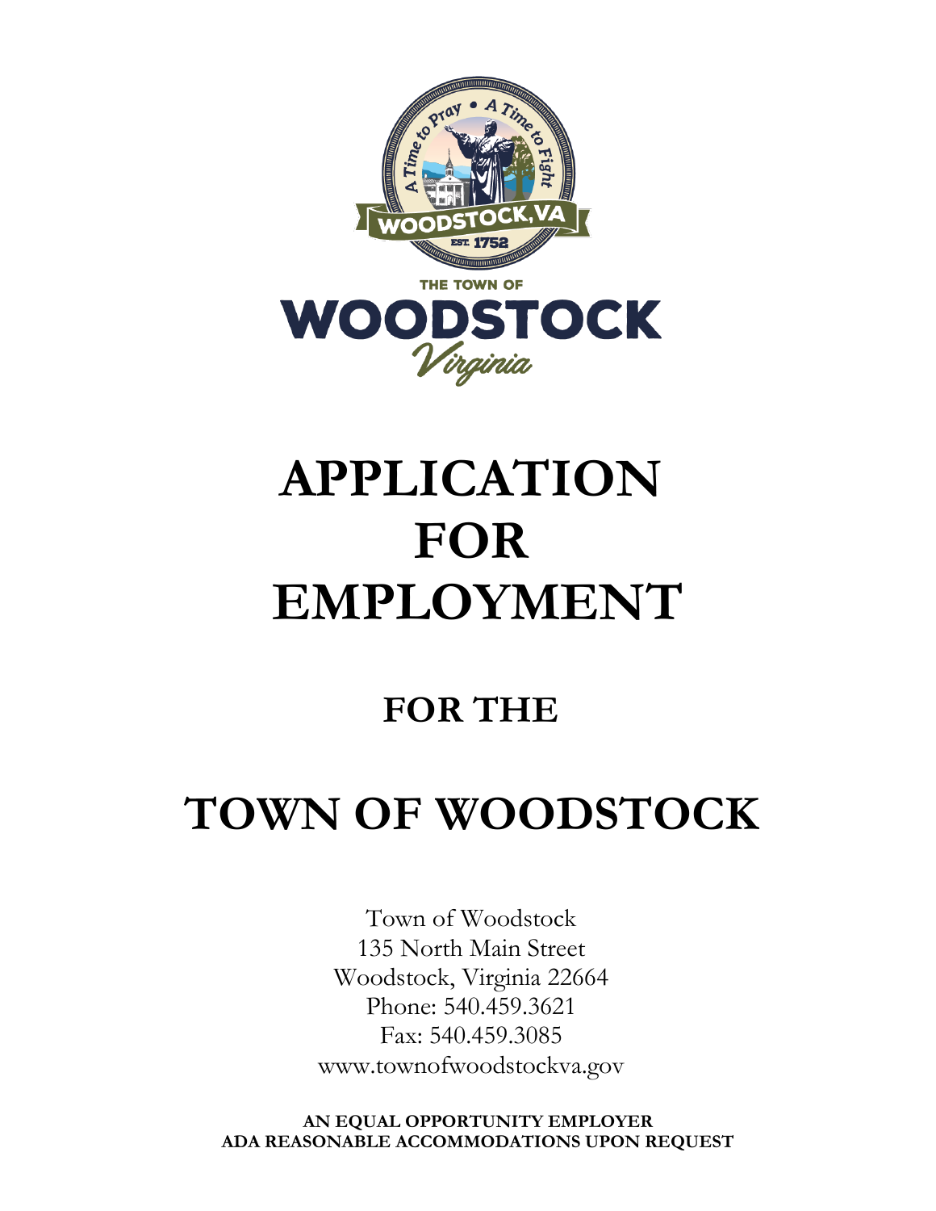THE TOWN OF

WOODSTOCK

Virginia

# APPLICATION FOR EMPLOYMENT

## FOR THE

# TOWN OF WOODSTOCK

Town of Woodstock
135 North Main Street
Woodstock, Virginia 22664
Phone: 540.459.3621
Fax: 540.459.3085
www.townofwoodstockva.gov

**AN EQUAL OPPORTUNITY EMPLOYER**
**ADA REASONABLE ACCOMMODATIONS UPON REQUEST**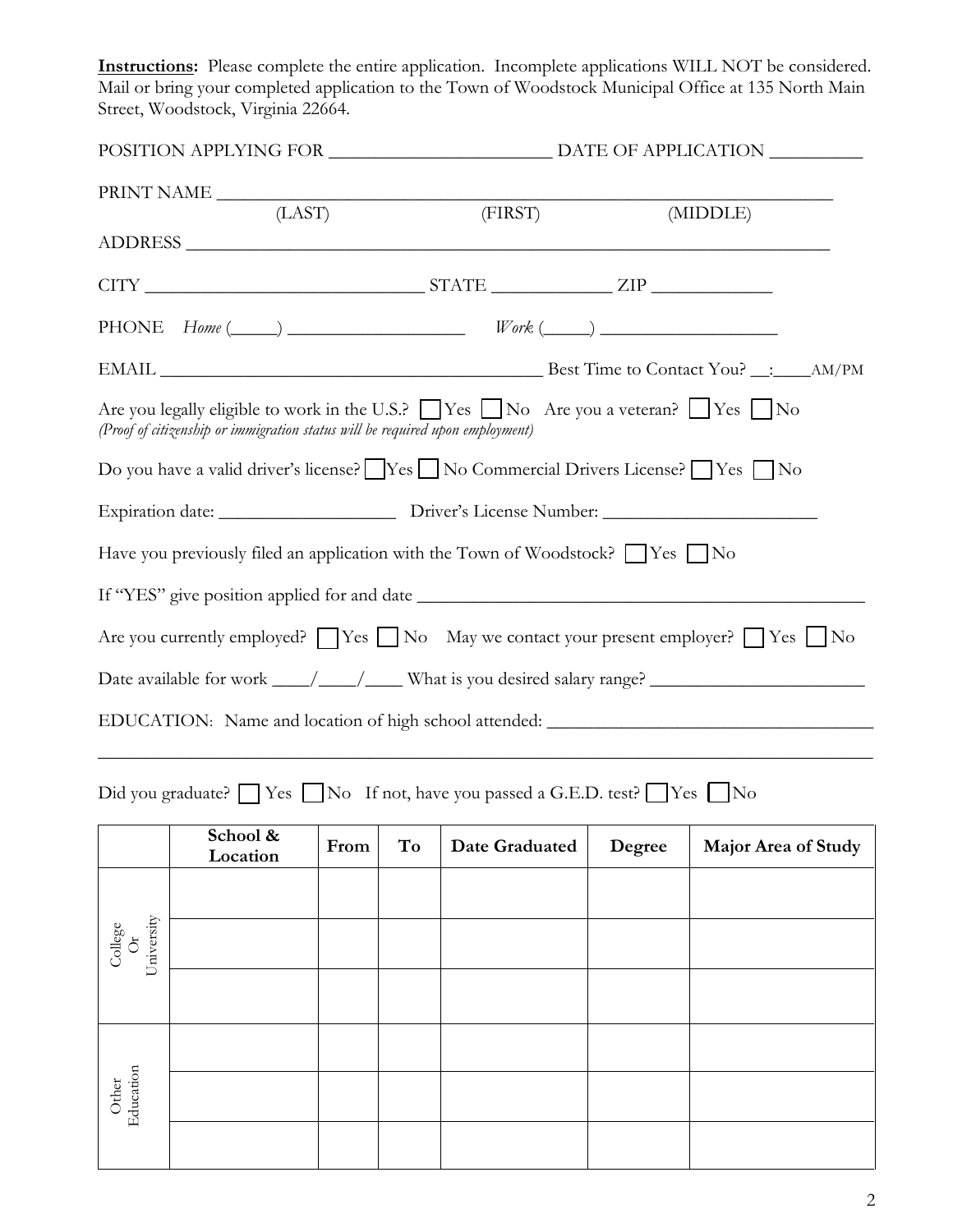**Instructions:** Please complete the entire application. Incomplete applications WILL NOT be considered. Mail or bring your completed application to the Town of Woodstock Municipal Office at 135 North Main Street, Woodstock, Virginia 22664.

POSITION APPLYING FOR ________________________ DATE OF APPLICATION __________

PRINT NAME ____________________________________________________________________
(LAST) (FIRST) (MIDDLE)

ADDRESS ______________________________________________________________________

CITY ______________________________ STATE _____________ ZIP _____________

PHONE *Home* (_____) ___________________ *Work* (_____) ___________________

EMAIL ___________________________________________ Best Time to Contact You? __:____AM/PM

Are you legally eligible to work in the U.S.? ☐ Yes ☐ No Are you a veteran? ☐ Yes ☐ No
*(Proof of citizenship or immigration status will be required upon employment)*

Do you have a valid driver's license? ☐ Yes ☐ No Commercial Drivers License? ☐ Yes ☐ No

Expiration date: ___________________ Driver's License Number: _______________________

Have you previously filed an application with the Town of Woodstock? ☐ Yes ☐ No

If "YES" give position applied for and date __________________________________________________

Are you currently employed? ☐ Yes ☐ No May we contact your present employer? ☐ Yes ☐ No

Date available for work ____/____/____ What is you desired salary range? _______________________

EDUCATION: Name and location of high school attended: ___________________________________

_______________________________________________________________________________

Did you graduate? ☐ Yes ☐ No If not, have you passed a G.E.D. test? ☐ Yes ☐ No

| | School & Location | From | To | Date Graduated | Degree | Major Area of Study |
|---|---|---|---|---|---|---|
| College Or University | | | | | | |
| | | | | | | |
| | | | | | | |
| Other Education | | | | | | |
| | | | | | | |
| | | | | | | |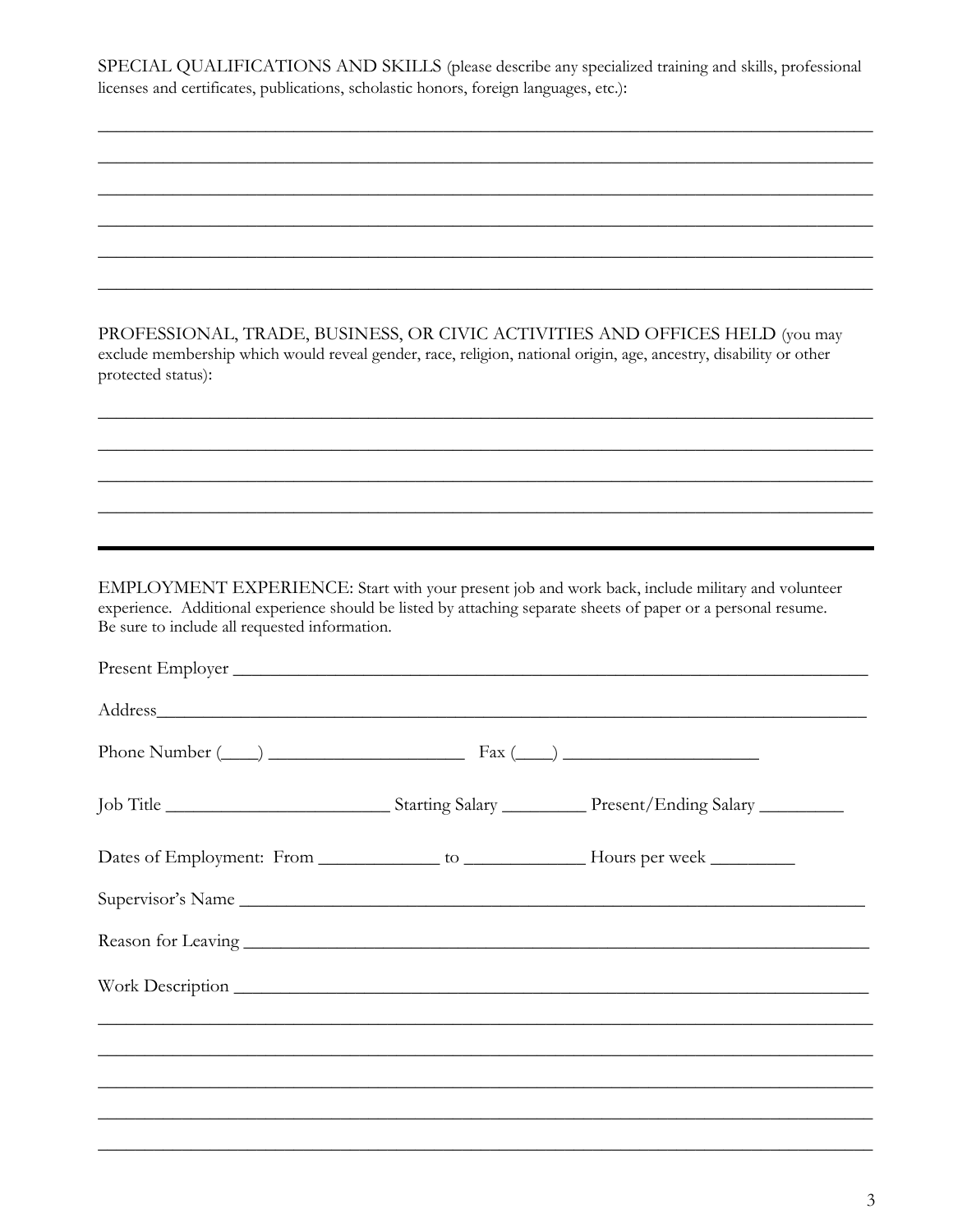SPECIAL QUALIFICATIONS AND SKILLS (please describe any specialized training and skills, professional licenses and certificates, publications, scholastic honors, foreign languages, etc.):

______________________________________________________________________________

______________________________________________________________________________

______________________________________________________________________________

______________________________________________________________________________

______________________________________________________________________________

______________________________________________________________________________

PROFESSIONAL, TRADE, BUSINESS, OR CIVIC ACTIVITIES AND OFFICES HELD (you may exclude membership which would reveal gender, race, religion, national origin, age, ancestry, disability or other protected status):

______________________________________________________________________________

______________________________________________________________________________

______________________________________________________________________________

______________________________________________________________________________

---

EMPLOYMENT EXPERIENCE: Start with your present job and work back, include military and volunteer experience. Additional experience should be listed by attaching separate sheets of paper or a personal resume. Be sure to include all requested information.

Present Employer ______________________________________________________________

Address______________________________________________________________________

Phone Number (____) ____________________ Fax (____) ____________________

Job Title ______________________ Starting Salary _________ Present/Ending Salary _________

Dates of Employment: From ____________ to ____________ Hours per week _________

Supervisor's Name ____________________________________________________________

Reason for Leaving ____________________________________________________________

Work Description _____________________________________________________________

______________________________________________________________________________

______________________________________________________________________________

______________________________________________________________________________

______________________________________________________________________________

______________________________________________________________________________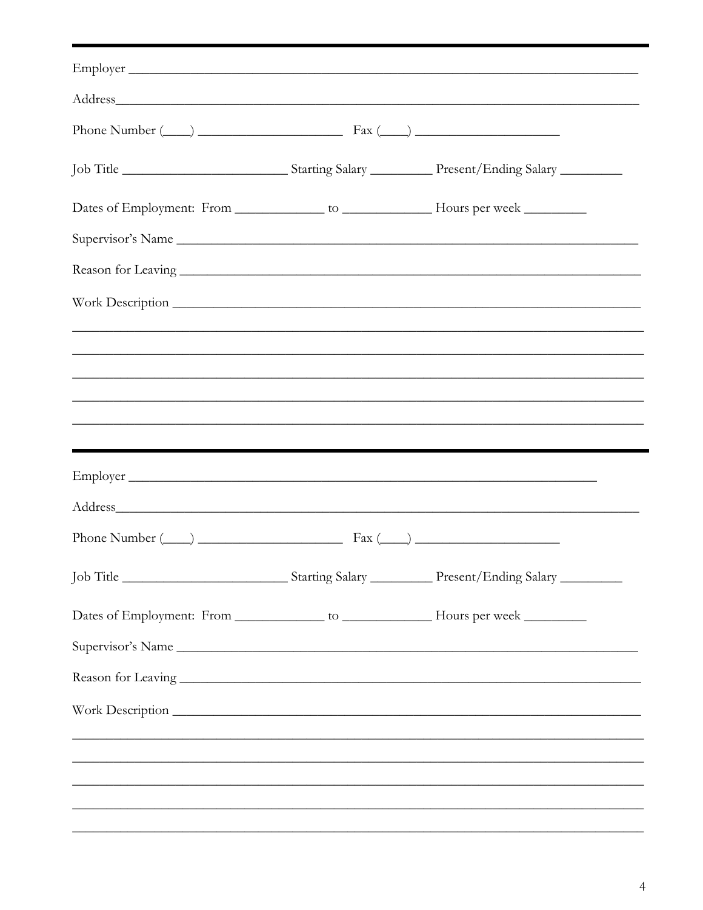---

Employer ____________________________________________________________________________

Address______________________________________________________________________________

Phone Number (____) ______________________ Fax (____) ______________________

Job Title _________________________ Starting Salary __________ Present/Ending Salary __________

Dates of Employment: From ______________ to ______________ Hours per week __________

Supervisor's Name ______________________________________________________________________

Reason for Leaving ______________________________________________________________________

Work Description ________________________________________________________________________

_____________________________________________________________________________________

_____________________________________________________________________________________

_____________________________________________________________________________________

_____________________________________________________________________________________

_____________________________________________________________________________________

---

Employer ______________________________________________________________________

Address______________________________________________________________________________

Phone Number (____) ______________________ Fax (____) ______________________

Job Title _________________________ Starting Salary __________ Present/Ending Salary __________

Dates of Employment: From ______________ to ______________ Hours per week __________

Supervisor's Name ______________________________________________________________________

Reason for Leaving ______________________________________________________________________

Work Description ________________________________________________________________________

_____________________________________________________________________________________

_____________________________________________________________________________________

_____________________________________________________________________________________

_____________________________________________________________________________________

_____________________________________________________________________________________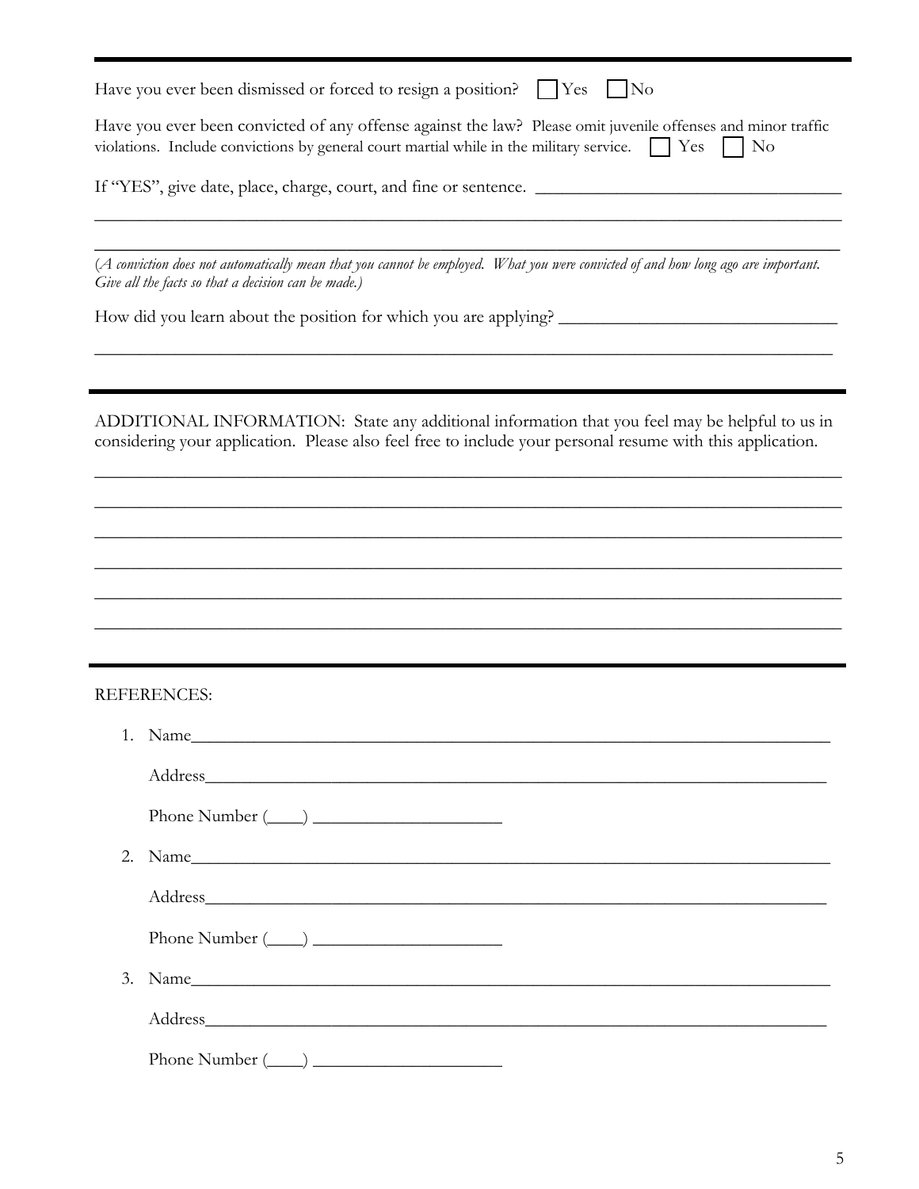---

Have you ever been dismissed or forced to resign a position? ☐ Yes ☐ No

Have you ever been convicted of any offense against the law? Please omit juvenile offenses and minor traffic violations. Include convictions by general court martial while in the military service. ☐ Yes ☐ No

If "YES", give date, place, charge, court, and fine or sentence. ____________________________________

________________________________________________________________________________________

________________________________________________________________________________________

(*A conviction does not automatically mean that you cannot be employed. What you were convicted of and how long ago are important. Give all the facts so that a decision can be made.*)

How did you learn about the position for which you are applying? _________________________________

________________________________________________________________________________________

---

ADDITIONAL INFORMATION: State any additional information that you feel may be helpful to us in considering your application. Please also feel free to include your personal resume with this application.

________________________________________________________________________________________

________________________________________________________________________________________

________________________________________________________________________________________

________________________________________________________________________________________

________________________________________________________________________________________

________________________________________________________________________________________

---

REFERENCES:

1. Name_____________________________________________________________________________

   Address___________________________________________________________________________

   Phone Number (____) ______________________

2. Name_____________________________________________________________________________

   Address___________________________________________________________________________

   Phone Number (____) ______________________

3. Name_____________________________________________________________________________

   Address___________________________________________________________________________

   Phone Number (____) ______________________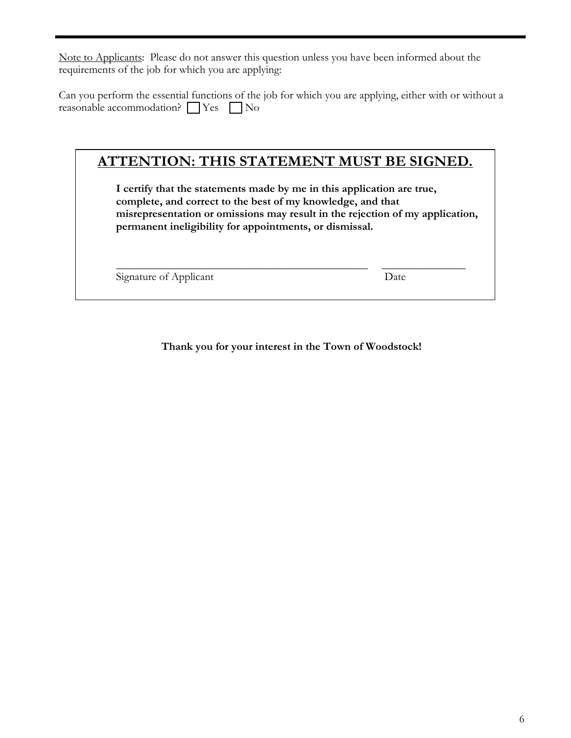Note to Applicants: Please do not answer this question unless you have been informed about the requirements of the job for which you are applying:

Can you perform the essential functions of the job for which you are applying, either with or without a reasonable accommodation? ☐ Yes ☐ No

## ATTENTION: THIS STATEMENT MUST BE SIGNED.

**I certify that the statements made by me in this application are true, complete, and correct to the best of my knowledge, and that misrepresentation or omissions may result in the rejection of my application, permanent ineligibility for appointments, or dismissal.**

_______________________________________________ _______________

Signature of Applicant Date

**Thank you for your interest in the Town of Woodstock!**